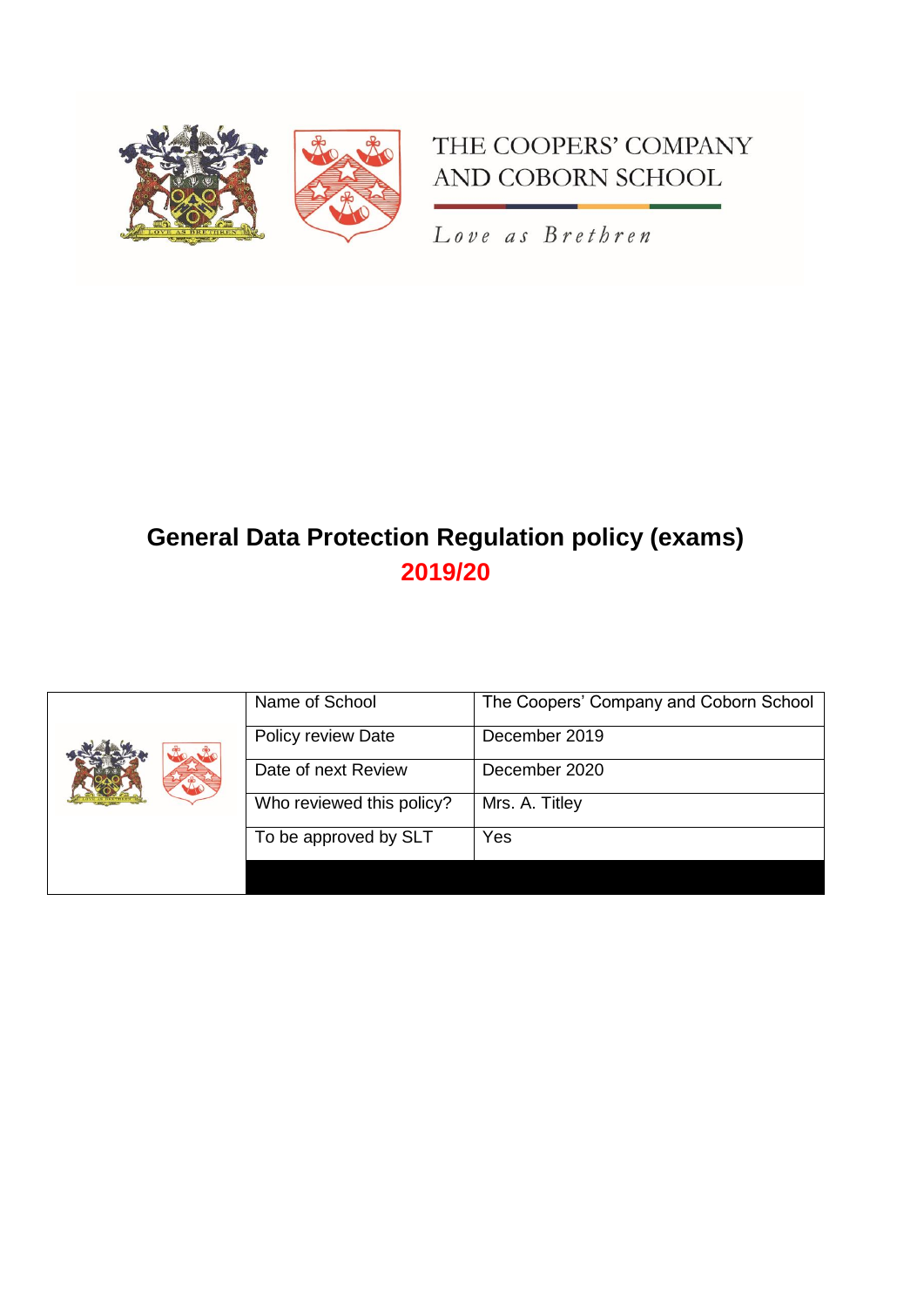THE COOPERS' COMPANY
AND COBORN SCHOOL

*Love as Brethren*

# General Data Protection Regulation policy (exams)

## 2019/20

| | | |
|---|---|---|
| | Name of School | The Coopers' Company and Coborn School |
| | Policy review Date | December 2019 |
| | Date of next Review | December 2020 |
| | Who reviewed this policy? | Mrs. A. Titley |
| | To be approved by SLT | Yes |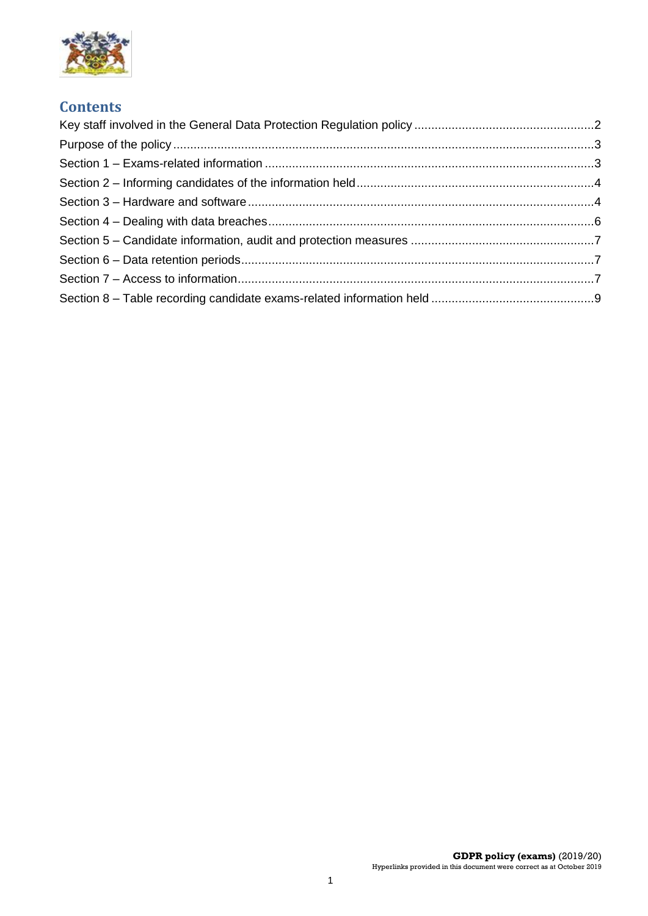## Contents

Key staff involved in the General Data Protection Regulation policy ..................................................... 2
Purpose of the policy ........................................................................................................................... 3
Section 1 – Exams-related information ................................................................................................ 3
Section 2 – Informing candidates of the information held ..................................................................... 4
Section 3 – Hardware and software ..................................................................................................... 4
Section 4 – Dealing with data breaches ................................................................................................ 6
Section 5 – Candidate information, audit and protection measures ...................................................... 7
Section 6 – Data retention periods ........................................................................................................ 7
Section 7 – Access to information ......................................................................................................... 7
Section 8 – Table recording candidate exams-related information held ................................................ 9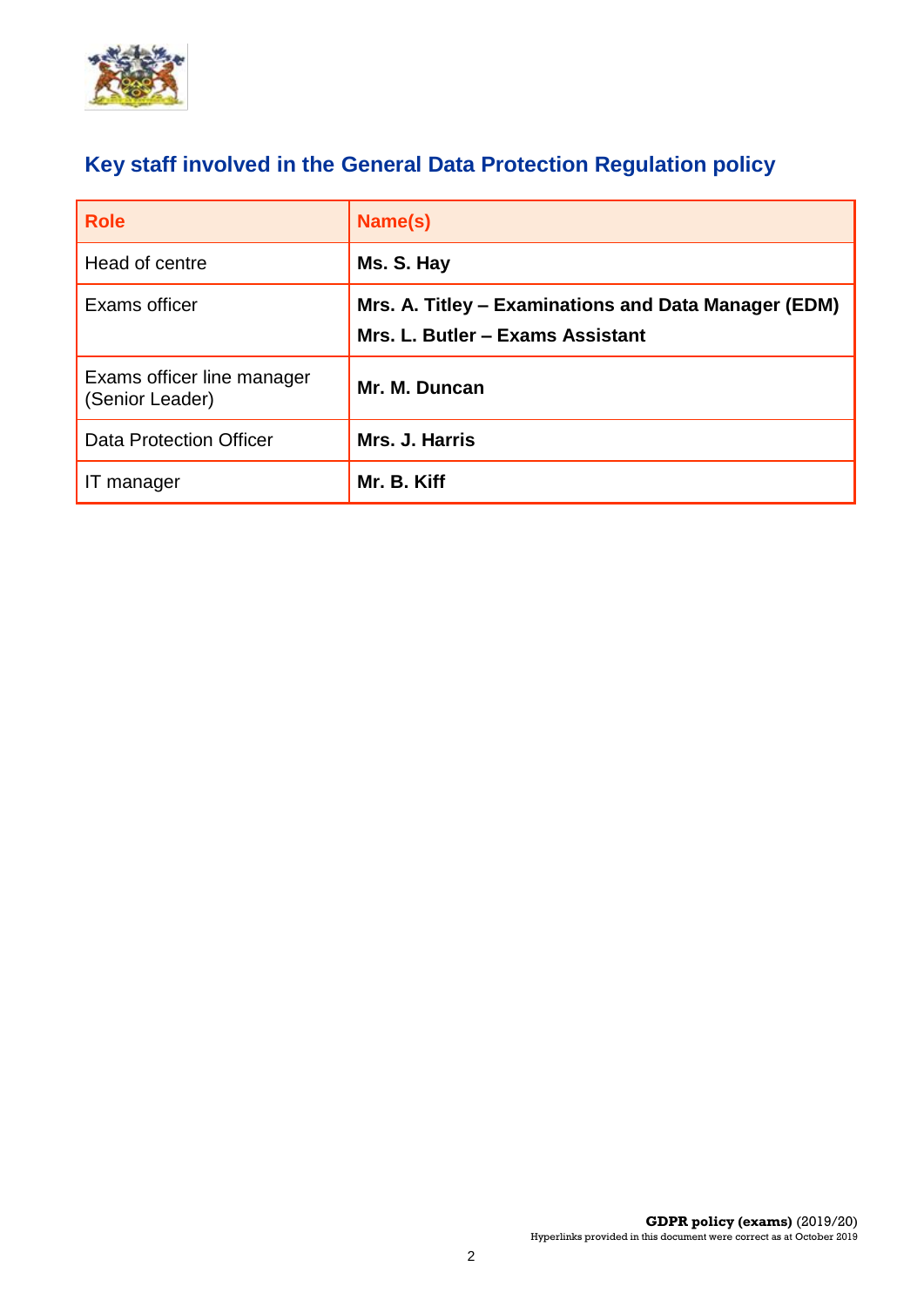## Key staff involved in the General Data Protection Regulation policy

| Role | Name(s) |
|---|---|
| Head of centre | **Ms. S. Hay** |
| Exams officer | **Mrs. A. Titley – Examinations and Data Manager (EDM)**<br>**Mrs. L. Butler – Exams Assistant** |
| Exams officer line manager (Senior Leader) | **Mr. M. Duncan** |
| Data Protection Officer | **Mrs. J. Harris** |
| IT manager | **Mr. B. Kiff** |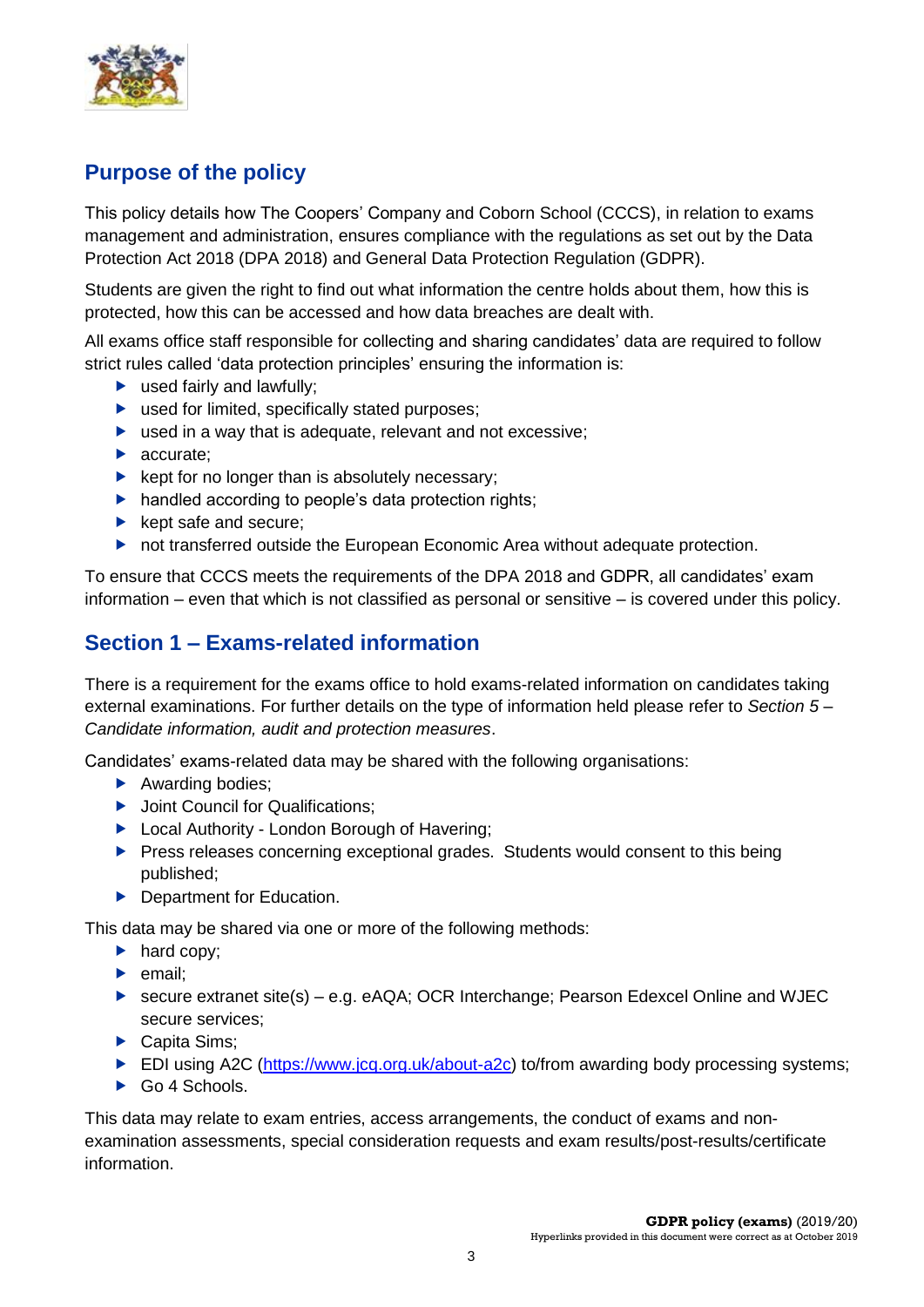## Purpose of the policy

This policy details how The Coopers' Company and Coborn School (CCCS), in relation to exams management and administration, ensures compliance with the regulations as set out by the Data Protection Act 2018 (DPA 2018) and General Data Protection Regulation (GDPR).

Students are given the right to find out what information the centre holds about them, how this is protected, how this can be accessed and how data breaches are dealt with.

All exams office staff responsible for collecting and sharing candidates' data are required to follow strict rules called 'data protection principles' ensuring the information is:

- used fairly and lawfully;
- used for limited, specifically stated purposes;
- used in a way that is adequate, relevant and not excessive;
- accurate;
- kept for no longer than is absolutely necessary;
- handled according to people's data protection rights;
- kept safe and secure;
- not transferred outside the European Economic Area without adequate protection.

To ensure that CCCS meets the requirements of the DPA 2018 and GDPR, all candidates' exam information – even that which is not classified as personal or sensitive – is covered under this policy.

## Section 1 – Exams-related information

There is a requirement for the exams office to hold exams-related information on candidates taking external examinations. For further details on the type of information held please refer to *Section 5 – Candidate information, audit and protection measures*.

Candidates' exams-related data may be shared with the following organisations:

- Awarding bodies;
- Joint Council for Qualifications;
- Local Authority - London Borough of Havering;
- Press releases concerning exceptional grades. Students would consent to this being published;
- Department for Education.

This data may be shared via one or more of the following methods:

- hard copy;
- email;
- secure extranet site(s) – e.g. eAQA; OCR Interchange; Pearson Edexcel Online and WJEC secure services;
- Capita Sims;
- EDI using A2C (https://www.jcq.org.uk/about-a2c) to/from awarding body processing systems;
- Go 4 Schools.

This data may relate to exam entries, access arrangements, the conduct of exams and non-examination assessments, special consideration requests and exam results/post-results/certificate information.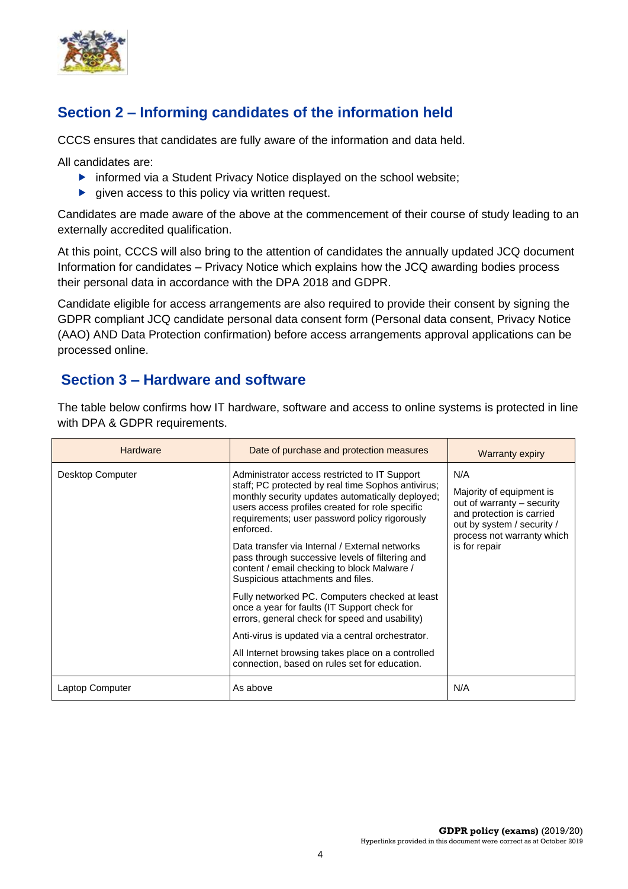## Section 2 – Informing candidates of the information held

CCCS ensures that candidates are fully aware of the information and data held.

All candidates are:

- informed via a Student Privacy Notice displayed on the school website;
- given access to this policy via written request.

Candidates are made aware of the above at the commencement of their course of study leading to an externally accredited qualification.

At this point, CCCS will also bring to the attention of candidates the annually updated JCQ document Information for candidates – Privacy Notice which explains how the JCQ awarding bodies process their personal data in accordance with the DPA 2018 and GDPR.

Candidate eligible for access arrangements are also required to provide their consent by signing the GDPR compliant JCQ candidate personal data consent form (Personal data consent, Privacy Notice (AAO) AND Data Protection confirmation) before access arrangements approval applications can be processed online.

## Section 3 – Hardware and software

The table below confirms how IT hardware, software and access to online systems is protected in line with DPA & GDPR requirements.

| Hardware | Date of purchase and protection measures | Warranty expiry |
| --- | --- | --- |
| Desktop Computer | Administrator access restricted to IT Support staff; PC protected by real time Sophos antivirus; monthly security updates automatically deployed; users access profiles created for role specific requirements; user password policy rigorously enforced.<br><br>Data transfer via Internal / External networks pass through successive levels of filtering and content / email checking to block Malware / Suspicious attachments and files.<br><br>Fully networked PC. Computers checked at least once a year for faults (IT Support check for errors, general check for speed and usability)<br><br>Anti-virus is updated via a central orchestrator.<br><br>All Internet browsing takes place on a controlled connection, based on rules set for education. | N/A<br><br>Majority of equipment is out of warranty – security and protection is carried out by system / security / process not warranty which is for repair |
| Laptop Computer | As above | N/A |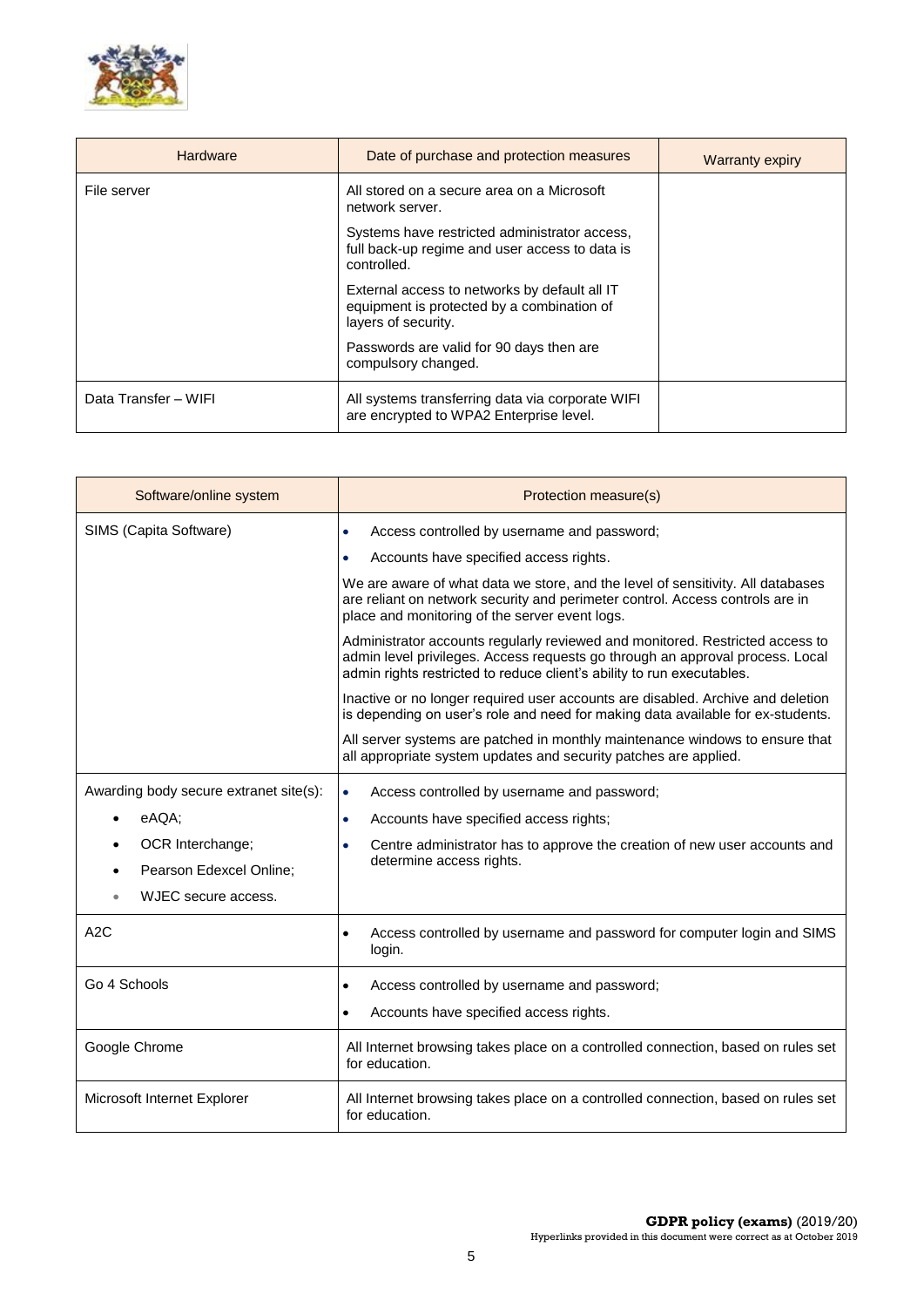| Hardware | Date of purchase and protection measures | Warranty expiry |
| --- | --- | --- |
| File server | All stored on a secure area on a Microsoft network server.<br><br>Systems have restricted administrator access, full back-up regime and user access to data is controlled.<br><br>External access to networks by default all IT equipment is protected by a combination of layers of security.<br><br>Passwords are valid for 90 days then are compulsory changed. | |
| Data Transfer – WIFI | All systems transferring data via corporate WIFI are encrypted to WPA2 Enterprise level. | |

| Software/online system | Protection measure(s) |
| --- | --- |
| SIMS (Capita Software) | • Access controlled by username and password;<br>• Accounts have specified access rights.<br><br>We are aware of what data we store, and the level of sensitivity. All databases are reliant on network security and perimeter control. Access controls are in place and monitoring of the server event logs.<br><br>Administrator accounts regularly reviewed and monitored. Restricted access to admin level privileges. Access requests go through an approval process. Local admin rights restricted to reduce client's ability to run executables.<br><br>Inactive or no longer required user accounts are disabled. Archive and deletion is depending on user's role and need for making data available for ex-students.<br><br>All server systems are patched in monthly maintenance windows to ensure that all appropriate system updates and security patches are applied. |
| Awarding body secure extranet site(s):<br>• eAQA;<br>• OCR Interchange;<br>• Pearson Edexcel Online;<br>• WJEC secure access. | • Access controlled by username and password;<br>• Accounts have specified access rights;<br>• Centre administrator has to approve the creation of new user accounts and determine access rights. |
| A2C | • Access controlled by username and password for computer login and SIMS login. |
| Go 4 Schools | • Access controlled by username and password;<br>• Accounts have specified access rights. |
| Google Chrome | All Internet browsing takes place on a controlled connection, based on rules set for education. |
| Microsoft Internet Explorer | All Internet browsing takes place on a controlled connection, based on rules set for education. |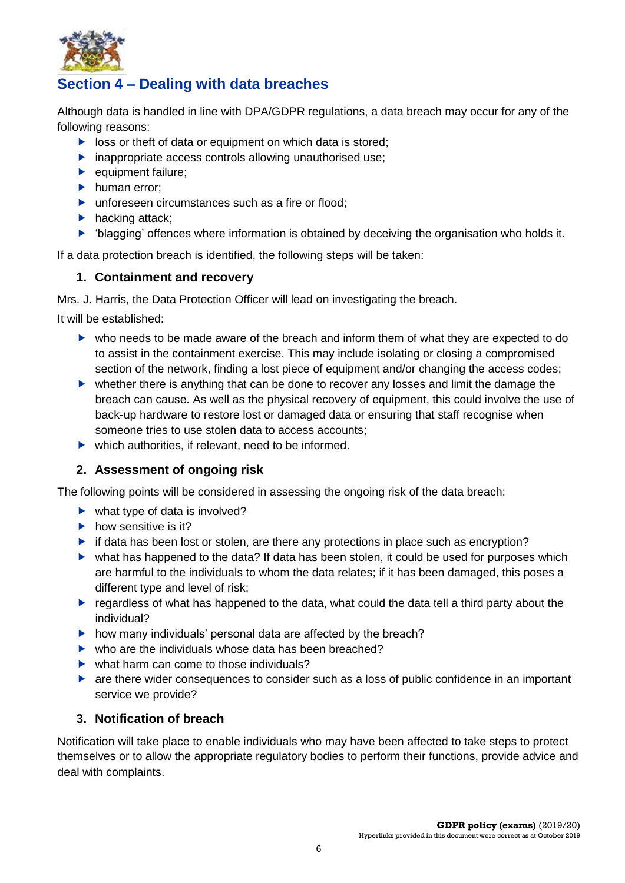## Section 4 – Dealing with data breaches

Although data is handled in line with DPA/GDPR regulations, a data breach may occur for any of the following reasons:

- loss or theft of data or equipment on which data is stored;
- inappropriate access controls allowing unauthorised use;
- equipment failure;
- human error;
- unforeseen circumstances such as a fire or flood;
- hacking attack;
- 'blagging' offences where information is obtained by deceiving the organisation who holds it.

If a data protection breach is identified, the following steps will be taken:

### 1. Containment and recovery

Mrs. J. Harris, the Data Protection Officer will lead on investigating the breach.

It will be established:

- who needs to be made aware of the breach and inform them of what they are expected to do to assist in the containment exercise. This may include isolating or closing a compromised section of the network, finding a lost piece of equipment and/or changing the access codes;
- whether there is anything that can be done to recover any losses and limit the damage the breach can cause. As well as the physical recovery of equipment, this could involve the use of back-up hardware to restore lost or damaged data or ensuring that staff recognise when someone tries to use stolen data to access accounts;
- which authorities, if relevant, need to be informed.

### 2. Assessment of ongoing risk

The following points will be considered in assessing the ongoing risk of the data breach:

- what type of data is involved?
- how sensitive is it?
- if data has been lost or stolen, are there any protections in place such as encryption?
- what has happened to the data? If data has been stolen, it could be used for purposes which are harmful to the individuals to whom the data relates; if it has been damaged, this poses a different type and level of risk;
- regardless of what has happened to the data, what could the data tell a third party about the individual?
- how many individuals' personal data are affected by the breach?
- who are the individuals whose data has been breached?
- what harm can come to those individuals?
- are there wider consequences to consider such as a loss of public confidence in an important service we provide?

### 3. Notification of breach

Notification will take place to enable individuals who may have been affected to take steps to protect themselves or to allow the appropriate regulatory bodies to perform their functions, provide advice and deal with complaints.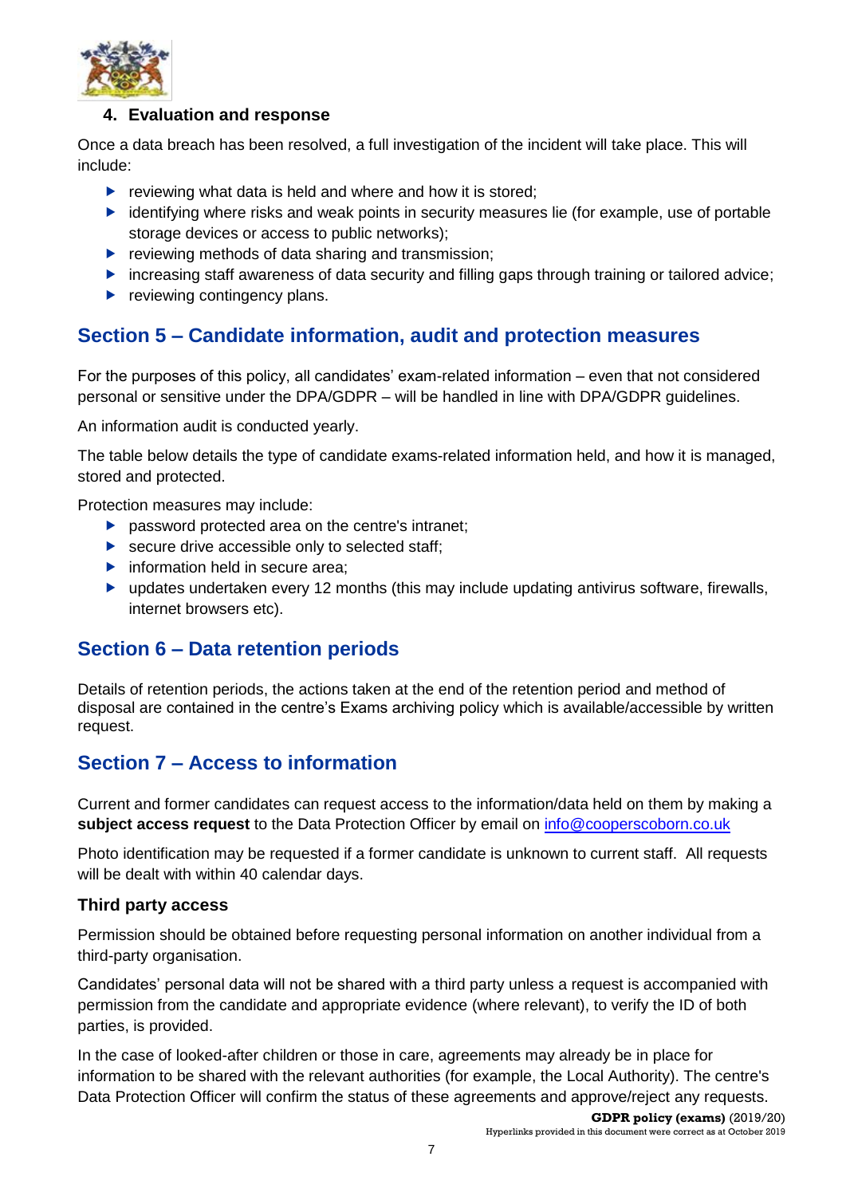### 4. Evaluation and response

Once a data breach has been resolved, a full investigation of the incident will take place. This will include:

- reviewing what data is held and where and how it is stored;
- identifying where risks and weak points in security measures lie (for example, use of portable storage devices or access to public networks);
- reviewing methods of data sharing and transmission;
- increasing staff awareness of data security and filling gaps through training or tailored advice;
- reviewing contingency plans.

## Section 5 – Candidate information, audit and protection measures

For the purposes of this policy, all candidates' exam-related information – even that not considered personal or sensitive under the DPA/GDPR – will be handled in line with DPA/GDPR guidelines.

An information audit is conducted yearly.

The table below details the type of candidate exams-related information held, and how it is managed, stored and protected.

Protection measures may include:

- password protected area on the centre's intranet;
- secure drive accessible only to selected staff;
- information held in secure area;
- updates undertaken every 12 months (this may include updating antivirus software, firewalls, internet browsers etc).

## Section 6 – Data retention periods

Details of retention periods, the actions taken at the end of the retention period and method of disposal are contained in the centre's Exams archiving policy which is available/accessible by written request.

## Section 7 – Access to information

Current and former candidates can request access to the information/data held on them by making a **subject access request** to the Data Protection Officer by email on info@cooperscoborn.co.uk

Photo identification may be requested if a former candidate is unknown to current staff. All requests will be dealt with within 40 calendar days.

### Third party access

Permission should be obtained before requesting personal information on another individual from a third-party organisation.

Candidates' personal data will not be shared with a third party unless a request is accompanied with permission from the candidate and appropriate evidence (where relevant), to verify the ID of both parties, is provided.

In the case of looked-after children or those in care, agreements may already be in place for information to be shared with the relevant authorities (for example, the Local Authority). The centre's Data Protection Officer will confirm the status of these agreements and approve/reject any requests.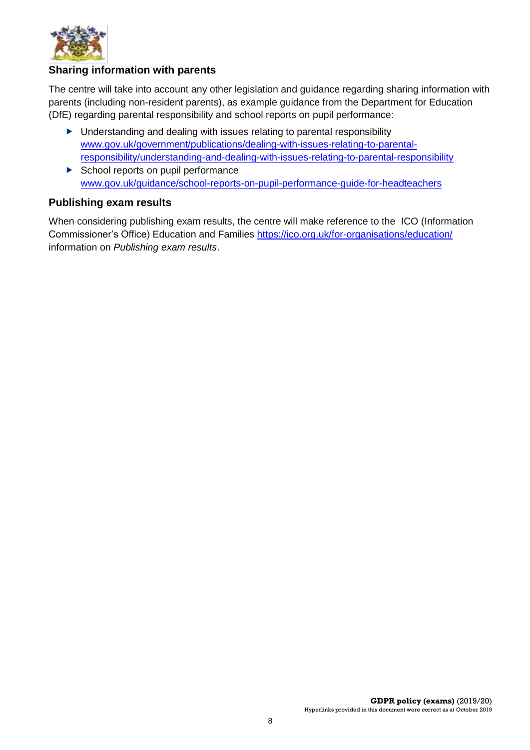## Sharing information with parents

The centre will take into account any other legislation and guidance regarding sharing information with parents (including non-resident parents), as example guidance from the Department for Education (DfE) regarding parental responsibility and school reports on pupil performance:

- Understanding and dealing with issues relating to parental responsibility
  www.gov.uk/government/publications/dealing-with-issues-relating-to-parental-responsibility/understanding-and-dealing-with-issues-relating-to-parental-responsibility
- School reports on pupil performance
  www.gov.uk/guidance/school-reports-on-pupil-performance-guide-for-headteachers

## Publishing exam results

When considering publishing exam results, the centre will make reference to the ICO (Information Commissioner's Office) Education and Families https://ico.org.uk/for-organisations/education/ information on *Publishing exam results*.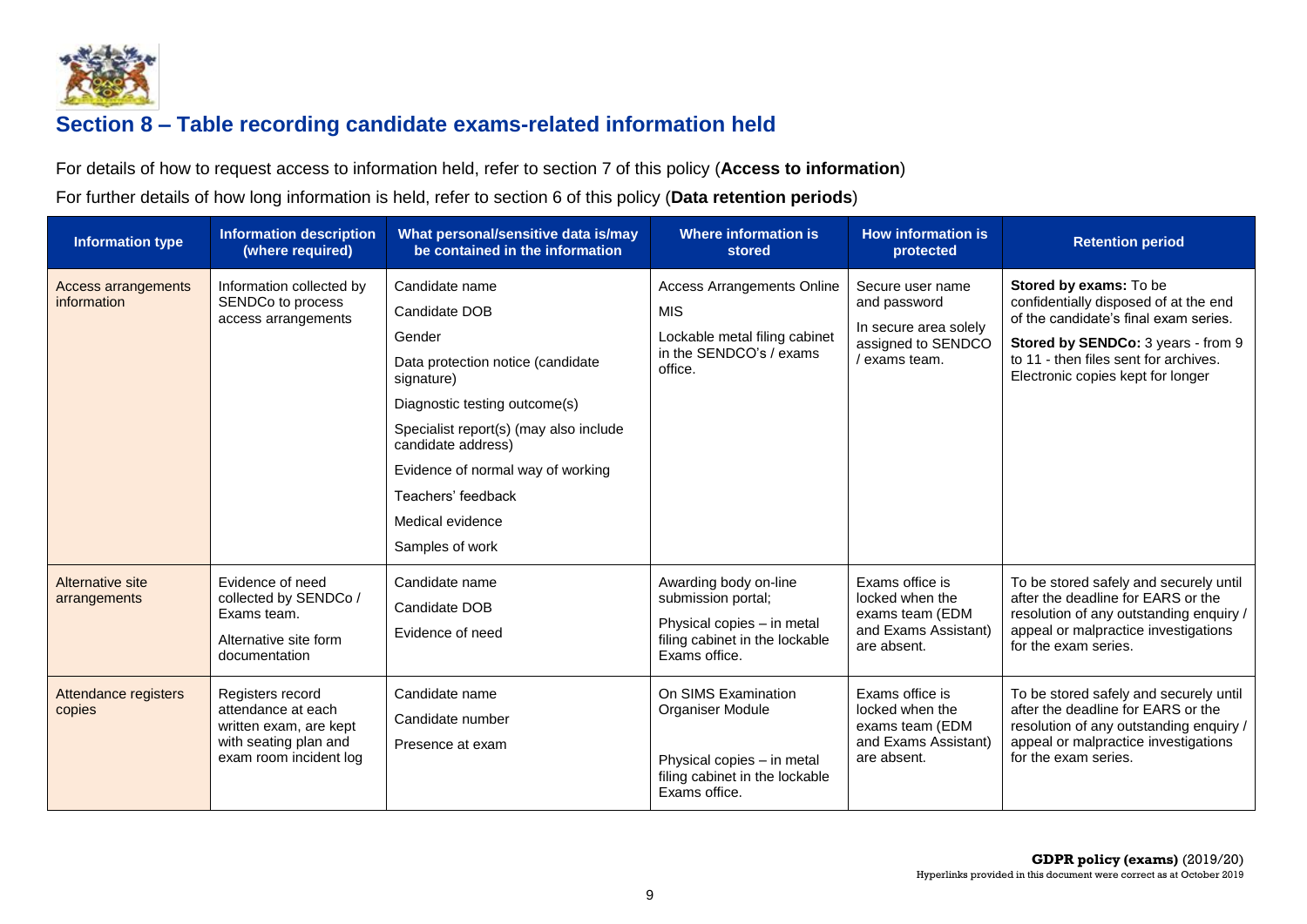## Section 8 – Table recording candidate exams-related information held

For details of how to request access to information held, refer to section 7 of this policy (**Access to information**)

For further details of how long information is held, refer to section 6 of this policy (**Data retention periods**)

| Information type | Information description (where required) | What personal/sensitive data is/may be contained in the information | Where information is stored | How information is protected | Retention period |
|---|---|---|---|---|---|
| Access arrangements information | Information collected by SENDCo to process access arrangements | Candidate name<br>Candidate DOB<br>Gender<br>Data protection notice (candidate signature)<br>Diagnostic testing outcome(s)<br>Specialist report(s) (may also include candidate address)<br>Evidence of normal way of working<br>Teachers' feedback<br>Medical evidence<br>Samples of work | Access Arrangements Online<br>MIS<br>Lockable metal filing cabinet in the SENDCO's / exams office. | Secure user name and password<br>In secure area solely assigned to SENDCO / exams team. | **Stored by exams:** To be confidentially disposed of at the end of the candidate's final exam series.<br>**Stored by SENDCo:** 3 years - from 9 to 11 - then files sent for archives. Electronic copies kept for longer |
| Alternative site arrangements | Evidence of need collected by SENDCo / Exams team.<br>Alternative site form documentation | Candidate name<br>Candidate DOB<br>Evidence of need | Awarding body on-line submission portal;<br>Physical copies – in metal filing cabinet in the lockable Exams office. | Exams office is locked when the exams team (EDM and Exams Assistant) are absent. | To be stored safely and securely until after the deadline for EARS or the resolution of any outstanding enquiry / appeal or malpractice investigations for the exam series. |
| Attendance registers copies | Registers record attendance at each written exam, are kept with seating plan and exam room incident log | Candidate name<br>Candidate number<br>Presence at exam | On SIMS Examination Organiser Module<br>Physical copies – in metal filing cabinet in the lockable Exams office. | Exams office is locked when the exams team (EDM and Exams Assistant) are absent. | To be stored safely and securely until after the deadline for EARS or the resolution of any outstanding enquiry / appeal or malpractice investigations for the exam series. |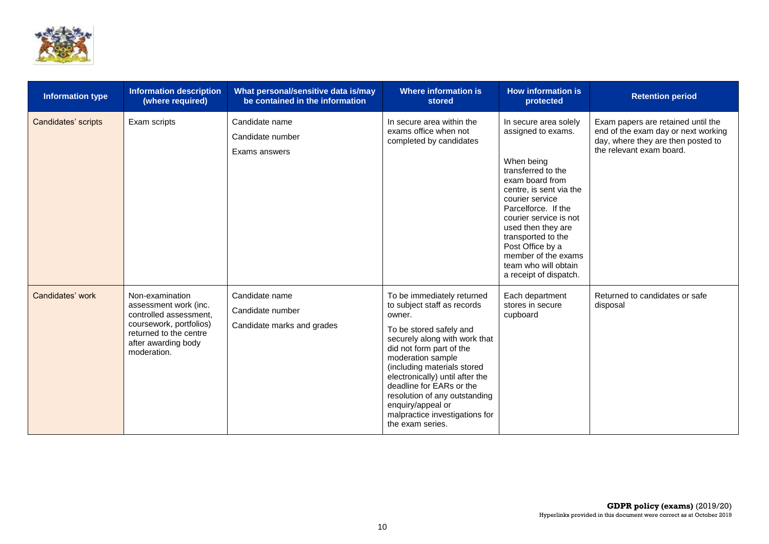| Information type | Information description (where required) | What personal/sensitive data is/may be contained in the information | Where information is stored | How information is protected | Retention period |
|---|---|---|---|---|---|
| Candidates' scripts | Exam scripts | Candidate name<br>Candidate number<br>Exams answers | In secure area within the exams office when not completed by candidates | In secure area solely assigned to exams.<br><br>When being transferred to the exam board from centre, is sent via the courier service Parcelforce. If the courier service is not used then they are transported to the Post Office by a member of the exams team who will obtain a receipt of dispatch. | Exam papers are retained until the end of the exam day or next working day, where they are then posted to the relevant exam board. |
| Candidates' work | Non-examination assessment work (inc. controlled assessment, coursework, portfolios) returned to the centre after awarding body moderation. | Candidate name<br>Candidate number<br>Candidate marks and grades | To be immediately returned to subject staff as records owner.<br><br>To be stored safely and securely along with work that did not form part of the moderation sample (including materials stored electronically) until after the deadline for EARs or the resolution of any outstanding enquiry/appeal or malpractice investigations for the exam series. | Each department stores in secure cupboard | Returned to candidates or safe disposal |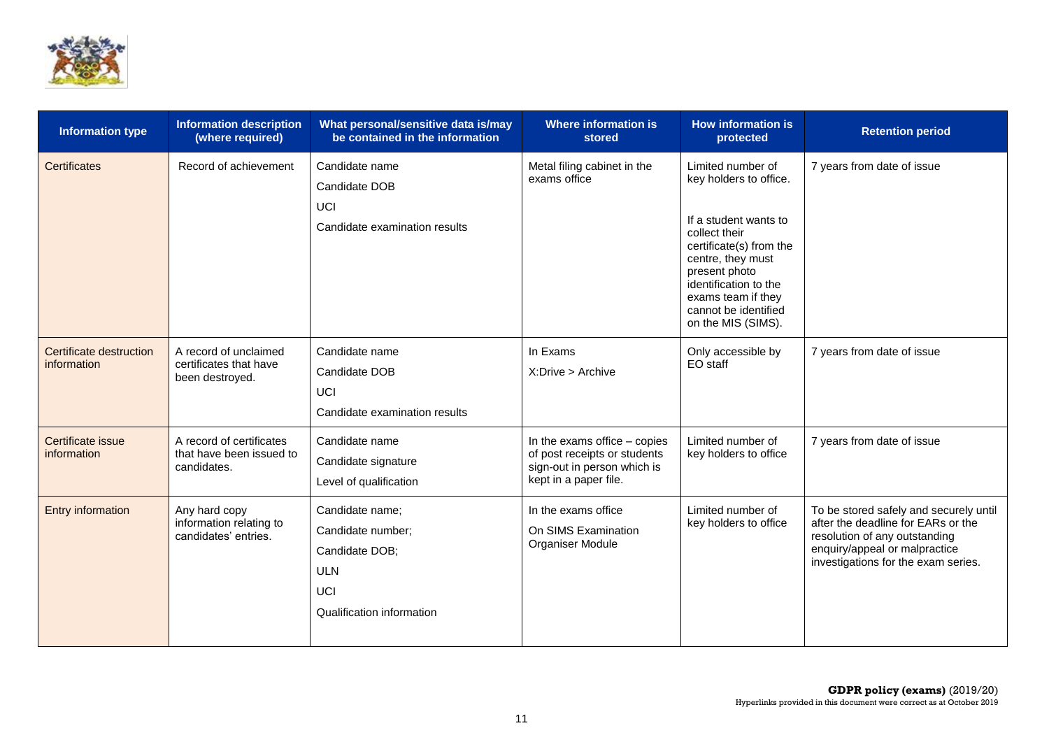| Information type | Information description (where required) | What personal/sensitive data is/may be contained in the information | Where information is stored | How information is protected | Retention period |
|---|---|---|---|---|---|
| Certificates | Record of achievement | Candidate name<br>Candidate DOB<br>UCI<br>Candidate examination results | Metal filing cabinet in the exams office | Limited number of key holders to office.<br><br>If a student wants to collect their certificate(s) from the centre, they must present photo identification to the exams team if they cannot be identified on the MIS (SIMS). | 7 years from date of issue |
| Certificate destruction information | A record of unclaimed certificates that have been destroyed. | Candidate name<br>Candidate DOB<br>UCI<br>Candidate examination results | In Exams<br>X:Drive > Archive | Only accessible by EO staff | 7 years from date of issue |
| Certificate issue information | A record of certificates that have been issued to candidates. | Candidate name<br>Candidate signature<br>Level of qualification | In the exams office – copies of post receipts or students sign-out in person which is kept in a paper file. | Limited number of key holders to office | 7 years from date of issue |
| Entry information | Any hard copy information relating to candidates' entries. | Candidate name;<br>Candidate number;<br>Candidate DOB;<br>ULN<br>UCI<br>Qualification information | In the exams office<br>On SIMS Examination Organiser Module | Limited number of key holders to office | To be stored safely and securely until after the deadline for EARs or the resolution of any outstanding enquiry/appeal or malpractice investigations for the exam series. |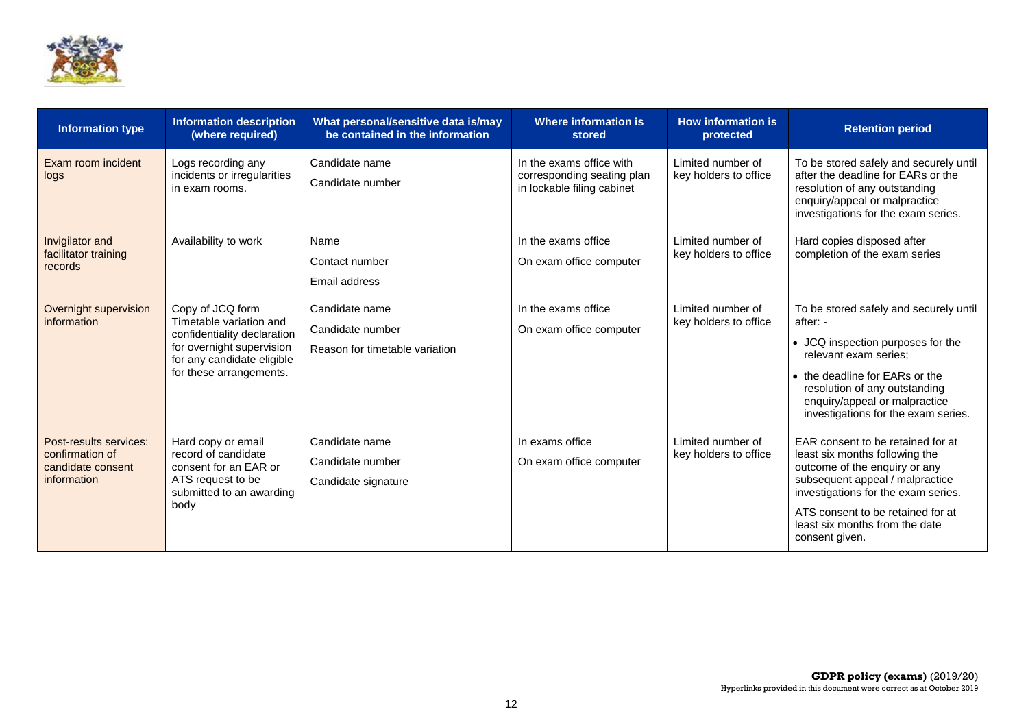| Information type | Information description (where required) | What personal/sensitive data is/may be contained in the information | Where information is stored | How information is protected | Retention period |
|---|---|---|---|---|---|
| Exam room incident logs | Logs recording any incidents or irregularities in exam rooms. | Candidate name<br>Candidate number | In the exams office with corresponding seating plan in lockable filing cabinet | Limited number of key holders to office | To be stored safely and securely until after the deadline for EARs or the resolution of any outstanding enquiry/appeal or malpractice investigations for the exam series. |
| Invigilator and facilitator training records | Availability to work | Name<br>Contact number<br>Email address | In the exams office<br>On exam office computer | Limited number of key holders to office | Hard copies disposed after completion of the exam series |
| Overnight supervision information | Copy of JCQ form Timetable variation and confidentiality declaration for overnight supervision for any candidate eligible for these arrangements. | Candidate name<br>Candidate number<br>Reason for timetable variation | In the exams office<br>On exam office computer | Limited number of key holders to office | To be stored safely and securely until after: -<br>• JCQ inspection purposes for the relevant exam series;<br>• the deadline for EARs or the resolution of any outstanding enquiry/appeal or malpractice investigations for the exam series. |
| Post-results services: confirmation of candidate consent information | Hard copy or email record of candidate consent for an EAR or ATS request to be submitted to an awarding body | Candidate name<br>Candidate number<br>Candidate signature | In exams office<br>On exam office computer | Limited number of key holders to office | EAR consent to be retained for at least six months following the outcome of the enquiry or any subsequent appeal / malpractice investigations for the exam series.<br>ATS consent to be retained for at least six months from the date consent given. |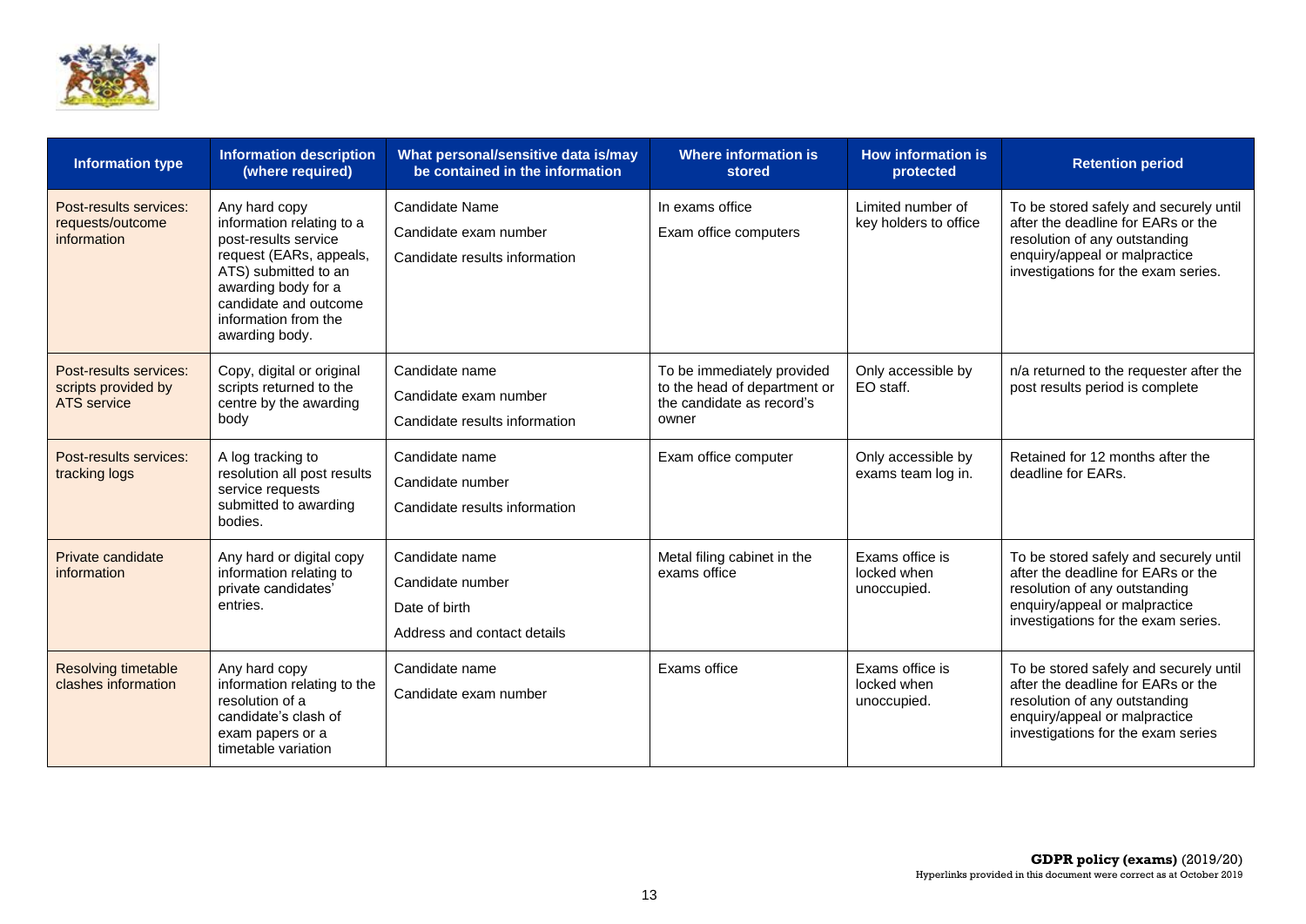| Information type | Information description (where required) | What personal/sensitive data is/may be contained in the information | Where information is stored | How information is protected | Retention period |
|---|---|---|---|---|---|
| Post-results services: requests/outcome information | Any hard copy information relating to a post-results service request (EARs, appeals, ATS) submitted to an awarding body for a candidate and outcome information from the awarding body. | Candidate Name<br>Candidate exam number<br>Candidate results information | In exams office<br>Exam office computers | Limited number of key holders to office | To be stored safely and securely until after the deadline for EARs or the resolution of any outstanding enquiry/appeal or malpractice investigations for the exam series. |
| Post-results services: scripts provided by ATS service | Copy, digital or original scripts returned to the centre by the awarding body | Candidate name<br>Candidate exam number<br>Candidate results information | To be immediately provided to the head of department or the candidate as record's owner | Only accessible by EO staff. | n/a returned to the requester after the post results period is complete |
| Post-results services: tracking logs | A log tracking to resolution all post results service requests submitted to awarding bodies. | Candidate name<br>Candidate number<br>Candidate results information | Exam office computer | Only accessible by exams team log in. | Retained for 12 months after the deadline for EARs. |
| Private candidate information | Any hard or digital copy information relating to private candidates' entries. | Candidate name<br>Candidate number<br>Date of birth<br>Address and contact details | Metal filing cabinet in the exams office | Exams office is locked when unoccupied. | To be stored safely and securely until after the deadline for EARs or the resolution of any outstanding enquiry/appeal or malpractice investigations for the exam series. |
| Resolving timetable clashes information | Any hard copy information relating to the resolution of a candidate's clash of exam papers or a timetable variation | Candidate name<br>Candidate exam number | Exams office | Exams office is locked when unoccupied. | To be stored safely and securely until after the deadline for EARs or the resolution of any outstanding enquiry/appeal or malpractice investigations for the exam series |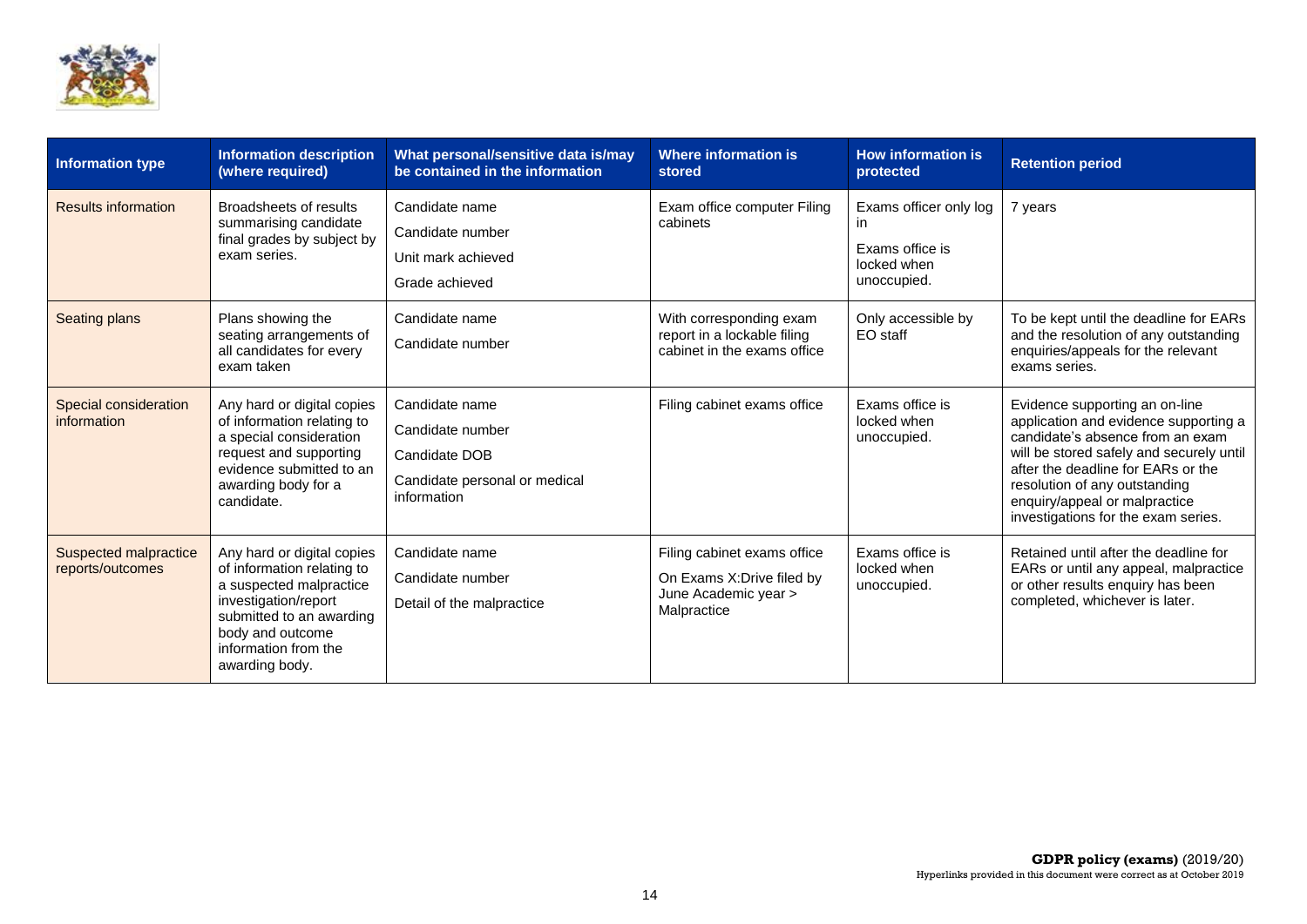| Information type | Information description (where required) | What personal/sensitive data is/may be contained in the information | Where information is stored | How information is protected | Retention period |
|---|---|---|---|---|---|
| Results information | Broadsheets of results summarising candidate final grades by subject by exam series. | Candidate name<br>Candidate number<br>Unit mark achieved<br>Grade achieved | Exam office computer Filing cabinets | Exams officer only log in<br>Exams office is locked when unoccupied. | 7 years |
| Seating plans | Plans showing the seating arrangements of all candidates for every exam taken | Candidate name<br>Candidate number | With corresponding exam report in a lockable filing cabinet in the exams office | Only accessible by EO staff | To be kept until the deadline for EARs and the resolution of any outstanding enquiries/appeals for the relevant exams series. |
| Special consideration information | Any hard or digital copies of information relating to a special consideration request and supporting evidence submitted to an awarding body for a candidate. | Candidate name<br>Candidate number<br>Candidate DOB<br>Candidate personal or medical information | Filing cabinet exams office | Exams office is locked when unoccupied. | Evidence supporting an on-line application and evidence supporting a candidate's absence from an exam will be stored safely and securely until after the deadline for EARs or the resolution of any outstanding enquiry/appeal or malpractice investigations for the exam series. |
| Suspected malpractice reports/outcomes | Any hard or digital copies of information relating to a suspected malpractice investigation/report submitted to an awarding body and outcome information from the awarding body. | Candidate name<br>Candidate number<br>Detail of the malpractice | Filing cabinet exams office<br>On Exams X:Drive filed by June Academic year > Malpractice | Exams office is locked when unoccupied. | Retained until after the deadline for EARs or until any appeal, malpractice or other results enquiry has been completed, whichever is later. |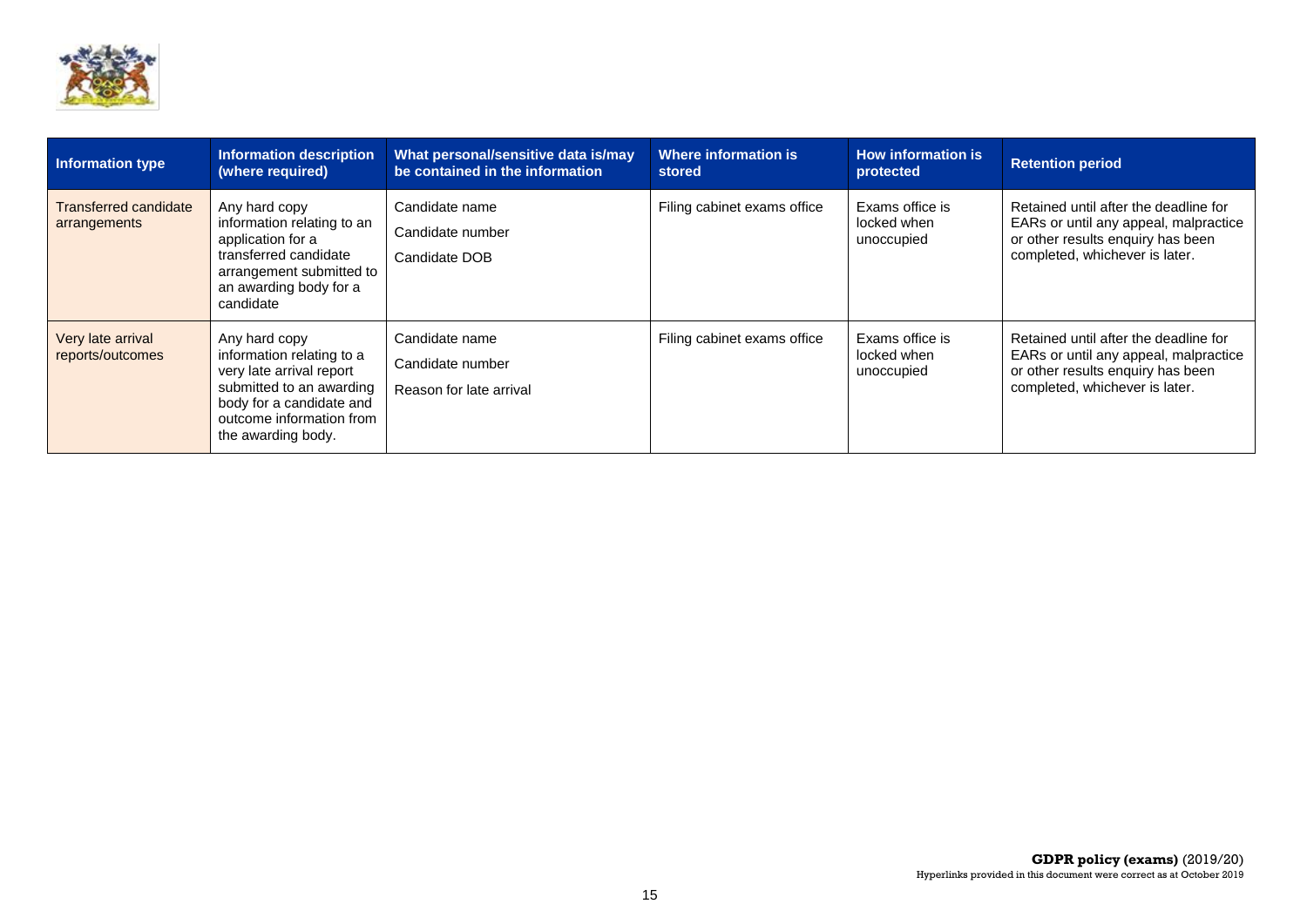| Information type | Information description (where required) | What personal/sensitive data is/may be contained in the information | Where information is stored | How information is protected | Retention period |
|---|---|---|---|---|---|
| Transferred candidate arrangements | Any hard copy information relating to an application for a transferred candidate arrangement submitted to an awarding body for a candidate | Candidate name<br>Candidate number<br>Candidate DOB | Filing cabinet exams office | Exams office is locked when unoccupied | Retained until after the deadline for EARs or until any appeal, malpractice or other results enquiry has been completed, whichever is later. |
| Very late arrival reports/outcomes | Any hard copy information relating to a very late arrival report submitted to an awarding body for a candidate and outcome information from the awarding body. | Candidate name<br>Candidate number<br>Reason for late arrival | Filing cabinet exams office | Exams office is locked when unoccupied | Retained until after the deadline for EARs or until any appeal, malpractice or other results enquiry has been completed, whichever is later. |